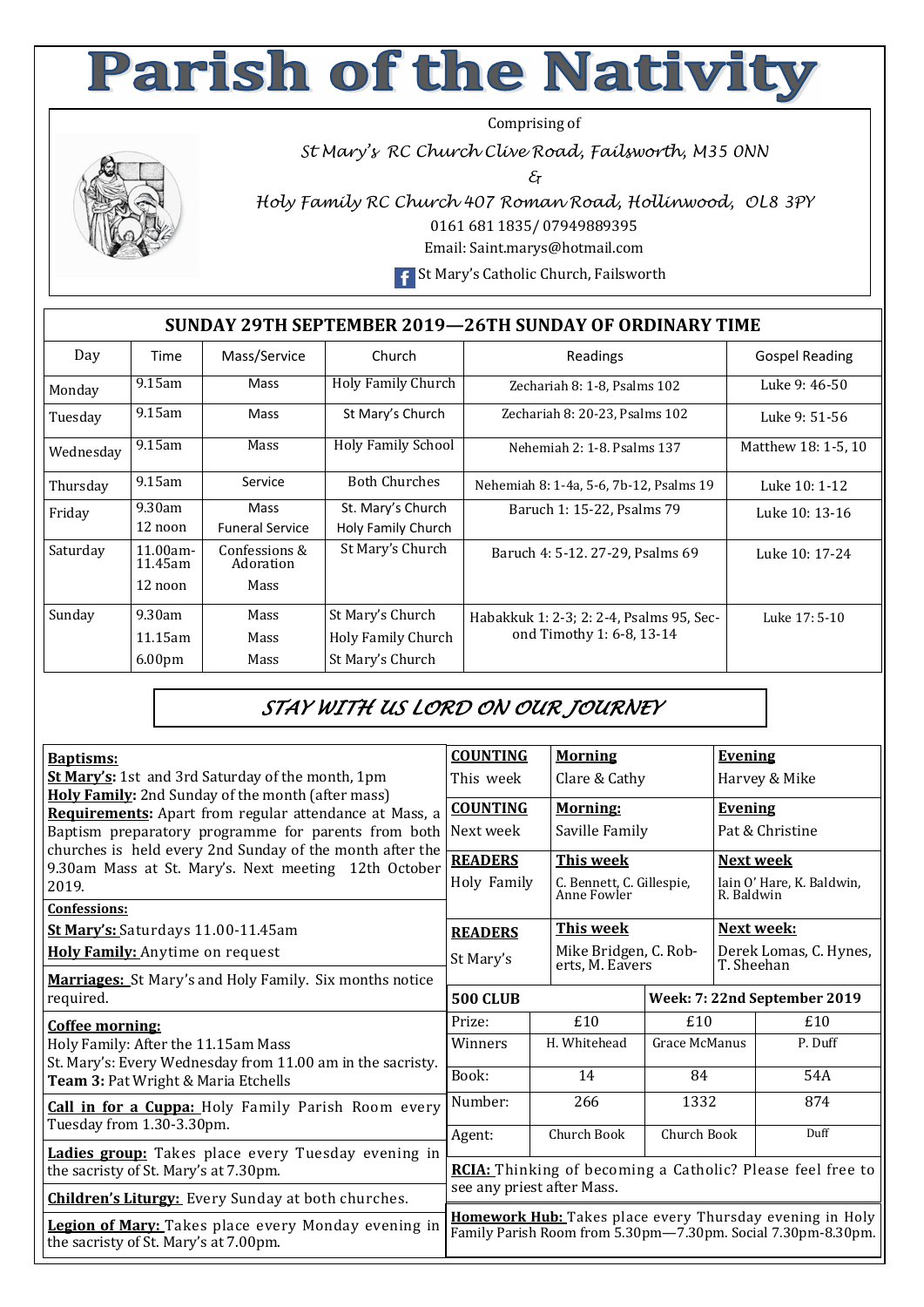# Parish of the Nativity

Comprising of

*St Mary's RC Church Clive Road, Failsworth, M35 0NN*

*&*

*Holy Family RC Church 407 Roman Road, Hollinwood, OL8 3PY*

0161 681 1835/ 07949889395

Email: Saint.marys@hotmail.com

St Mary's Catholic Church, Failsworth

## SUNDAY 29TH SEPTEMBER 2019—26TH SUNDAY OF ORDINARY TIME

| Day | Time | Mass/Service | Church | Readings | Gospel Reading |
|---|---|---|---|---|---|
| Monday | 9.15am | Mass | Holy Family Church | Zechariah 8: 1-8, Psalms 102 | Luke 9: 46-50 |
| Tuesday | 9.15am | Mass | St Mary's Church | Zechariah 8: 20-23, Psalms 102 | Luke 9: 51-56 |
| Wednesday | 9.15am | Mass | Holy Family School | Nehemiah 2: 1-8. Psalms 137 | Matthew 18: 1-5, 10 |
| Thursday | 9.15am | Service | Both Churches | Nehemiah 8: 1-4a, 5-6, 7b-12, Psalms 19 | Luke 10: 1-12 |
| Friday | 9.30am<br>12 noon | Mass<br>Funeral Service | St. Mary's Church<br>Holy Family Church | Baruch 1: 15-22, Psalms 79 | Luke 10: 13-16 |
| Saturday | 11.00am-11.45am<br>12 noon | Confessions & Adoration<br>Mass | St Mary's Church | Baruch 4: 5-12. 27-29, Psalms 69 | Luke 10: 17-24 |
| Sunday | 9.30am<br>11.15am<br>6.00pm | Mass<br>Mass<br>Mass | St Mary's Church<br>Holy Family Church<br>St Mary's Church | Habakkuk 1: 2-3; 2: 2-4, Psalms 95, Second Timothy 1: 6-8, 13-14 | Luke 17: 5-10 |

## *STAY WITH US LORD ON OUR JOURNEY*

**Baptisms:**

**St Mary's:** 1st and 3rd Saturday of the month, 1pm

**Holy Family:** 2nd Sunday of the month (after mass)

**Requirements:** Apart from regular attendance at Mass, a Baptism preparatory programme for parents from both churches is held every 2nd Sunday of the month after the 9.30am Mass at St. Mary's. Next meeting 12th October 2019.

**Confessions:**

**St Mary's:** Saturdays 11.00-11.45am

**Holy Family:** Anytime on request

**Marriages:** St Mary's and Holy Family. Six months notice required.

**Coffee morning:**
Holy Family: After the 11.15am Mass
St. Mary's: Every Wednesday from 11.00 am in the sacristy.
**Team 3:** Pat Wright & Maria Etchells

**Call in for a Cuppa:** Holy Family Parish Room every Tuesday from 1.30-3.30pm.

**Ladies group:** Takes place every Tuesday evening in the sacristy of St. Mary's at 7.30pm.

**Children's Liturgy:** Every Sunday at both churches.

**Legion of Mary:** Takes place every Monday evening in the sacristy of St. Mary's at 7.00pm.

| | | |
|---|---|---|
| **COUNTING** This week | **Morning** Clare & Cathy | **Evening** Harvey & Mike |
| **COUNTING** Next week | **Morning:** Saville Family | **Evening** Pat & Christine |
| **READERS** Holy Family | **This week** C. Bennett, C. Gillespie, Anne Fowler | **Next week** Iain O' Hare, K. Baldwin, R. Baldwin |
| **READERS** St Mary's | **This week** Mike Bridgen, C. Roberts, M. Eavers | **Next week:** Derek Lomas, C. Hynes, T. Sheehan |

| **500 CLUB** | | **Week: 7: 22nd September 2019** | |
|---|---|---|---|
| Prize: | £10 | £10 | £10 |
| Winners | H. Whitehead | Grace McManus | P. Duff |
| Book: | 14 | 84 | 54A |
| Number: | 266 | 1332 | 874 |
| Agent: | Church Book | Church Book | Duff |

**RCIA:** Thinking of becoming a Catholic? Please feel free to see any priest after Mass.

**Homework Hub:** Takes place every Thursday evening in Holy Family Parish Room from 5.30pm—7.30pm. Social 7.30pm-8.30pm.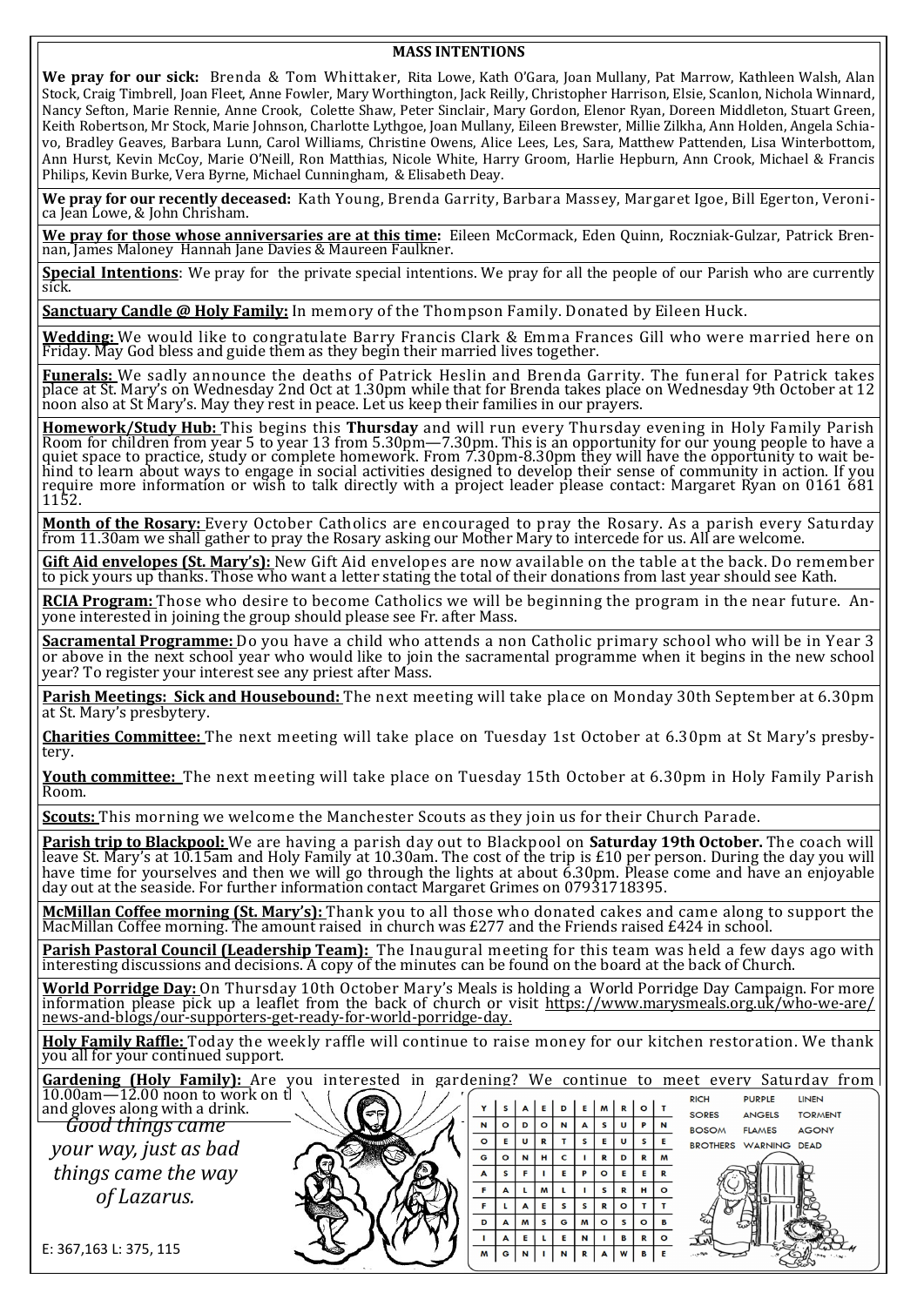## MASS INTENTIONS

**We pray for our sick:** Brenda & Tom Whittaker, Rita Lowe, Kath O'Gara, Joan Mullany, Pat Marrow, Kathleen Walsh, Alan Stock, Craig Timbrell, Joan Fleet, Anne Fowler, Mary Worthington, Jack Reilly, Christopher Harrison, Elsie, Scanlon, Nichola Winnard, Nancy Sefton, Marie Rennie, Anne Crook, Colette Shaw, Peter Sinclair, Mary Gordon, Elenor Ryan, Doreen Middleton, Stuart Green, Keith Robertson, Mr Stock, Marie Johnson, Charlotte Lythgoe, Joan Mullany, Eileen Brewster, Millie Zilkha, Ann Holden, Angela Schiavo, Bradley Geaves, Barbara Lunn, Carol Williams, Christine Owens, Alice Lees, Les, Sara, Matthew Pattenden, Lisa Winterbottom, Ann Hurst, Kevin McCoy, Marie O'Neill, Ron Matthias, Nicole White, Harry Groom, Harlie Hepburn, Ann Crook, Michael & Francis Philips, Kevin Burke, Vera Byrne, Michael Cunningham, & Elisabeth Deay.

**We pray for our recently deceased:** Kath Young, Brenda Garrity, Barbara Massey, Margaret Igoe, Bill Egerton, Veronica Jean Lowe, & John Chrisham.

**We pray for those whose anniversaries are at this time:** Eileen McCormack, Eden Quinn, Roczniak-Gulzar, Patrick Brennan, James Maloney Hannah Jane Davies & Maureen Faulkner.

**Special Intentions**: We pray for the private special intentions. We pray for all the people of our Parish who are currently sick.

**Sanctuary Candle @ Holy Family:** In memory of the Thompson Family. Donated by Eileen Huck.

**Wedding:** We would like to congratulate Barry Francis Clark & Emma Frances Gill who were married here on Friday. May God bless and guide them as they begin their married lives together.

**Funerals:** We sadly announce the deaths of Patrick Heslin and Brenda Garrity. The funeral for Patrick takes place at St. Mary's on Wednesday 2nd Oct at 1.30pm while that for Brenda takes place on Wednesday 9th October at 12 noon also at St Mary's. May they rest in peace. Let us keep their families in our prayers.

**Homework/Study Hub:** This begins this **Thursday** and will run every Thursday evening in Holy Family Parish Room for children from year 5 to year 13 from 5.30pm—7.30pm. This is an opportunity for our young people to have a quiet space to practice, study or complete homework. From 7.30pm-8.30pm they will have the opportunity to wait behind to learn about ways to engage in social activities designed to develop their sense of community in action. If you require more information or wish to talk directly with a project leader please contact: Margaret Ryan on 0161 681 1152.

**Month of the Rosary:** Every October Catholics are encouraged to pray the Rosary. As a parish every Saturday from 11.30am we shall gather to pray the Rosary asking our Mother Mary to intercede for us. All are welcome.

**Gift Aid envelopes (St. Mary's):** New Gift Aid envelopes are now available on the table at the back. Do remember to pick yours up thanks. Those who want a letter stating the total of their donations from last year should see Kath.

**RCIA Program:** Those who desire to become Catholics we will be beginning the program in the near future. Anyone interested in joining the group should please see Fr. after Mass.

**Sacramental Programme:** Do you have a child who attends a non Catholic primary school who will be in Year 3 or above in the next school year who would like to join the sacramental programme when it begins in the new school year? To register your interest see any priest after Mass.

**Parish Meetings: Sick and Housebound:** The next meeting will take place on Monday 30th September at 6.30pm at St. Mary's presbytery.

**Charities Committee:** The next meeting will take place on Tuesday 1st October at 6.30pm at St Mary's presbytery.

**Youth committee:** The next meeting will take place on Tuesday 15th October at 6.30pm in Holy Family Parish Room.

**Scouts:** This morning we welcome the Manchester Scouts as they join us for their Church Parade.

**Parish trip to Blackpool:** We are having a parish day out to Blackpool on **Saturday 19th October.** The coach will leave St. Mary's at 10.15am and Holy Family at 10.30am. The cost of the trip is £10 per person. During the day you will have time for yourselves and then we will go through the lights at about 6.30pm. Please come and have an enjoyable day out at the seaside. For further information contact Margaret Grimes on 07931718395.

**McMillan Coffee morning (St. Mary's):** Thank you to all those who donated cakes and came along to support the MacMillan Coffee morning. The amount raised in church was £277 and the Friends raised £424 in school.

**Parish Pastoral Council (Leadership Team):** The Inaugural meeting for this team was held a few days ago with interesting discussions and decisions. A copy of the minutes can be found on the board at the back of Church.

**World Porridge Day:** On Thursday 10th October Mary's Meals is holding a World Porridge Day Campaign. For more information please pick up a leaflet from the back of church or visit https://www.marysmeals.org.uk/who-we-are/news-and-blogs/our-supporters-get-ready-for-world-porridge-day.

**Holy Family Raffle:** Today the weekly raffle will continue to raise money for our kitchen restoration. We thank you all for your continued support.

**Gardening (Holy Family):** Are you interested in gardening? We continue to meet every Saturday from 10.00am—12.00 noon to work on th... and gloves along with a drink.

*Good things came your way, just as bad things came the way of Lazarus.*

| | | | | | | | | | |
|---|---|---|---|---|---|---|---|---|---|
| Y | S | A | E | D | E | M | R | O | T |
| N | O | D | O | N | A | S | U | P | N |
| O | E | U | R | T | S | E | U | S | E |
| G | O | N | H | C | I | R | D | R | M |
| A | S | F | I | E | P | O | E | E | R |
| F | A | L | M | L | I | S | R | H | O |
| F | L | A | E | S | S | R | O | T | T |
| D | A | M | S | G | M | O | S | O | B |
| I | A | E | L | E | N | I | B | R | O |
| M | G | N | I | N | R | A | W | B | E |

RICH PURPLE LINEN
SORES ANGELS TORMENT
BOSOM FLAMES AGONY
BROTHERS WARNING DEAD

E: 367,163 L: 375, 115